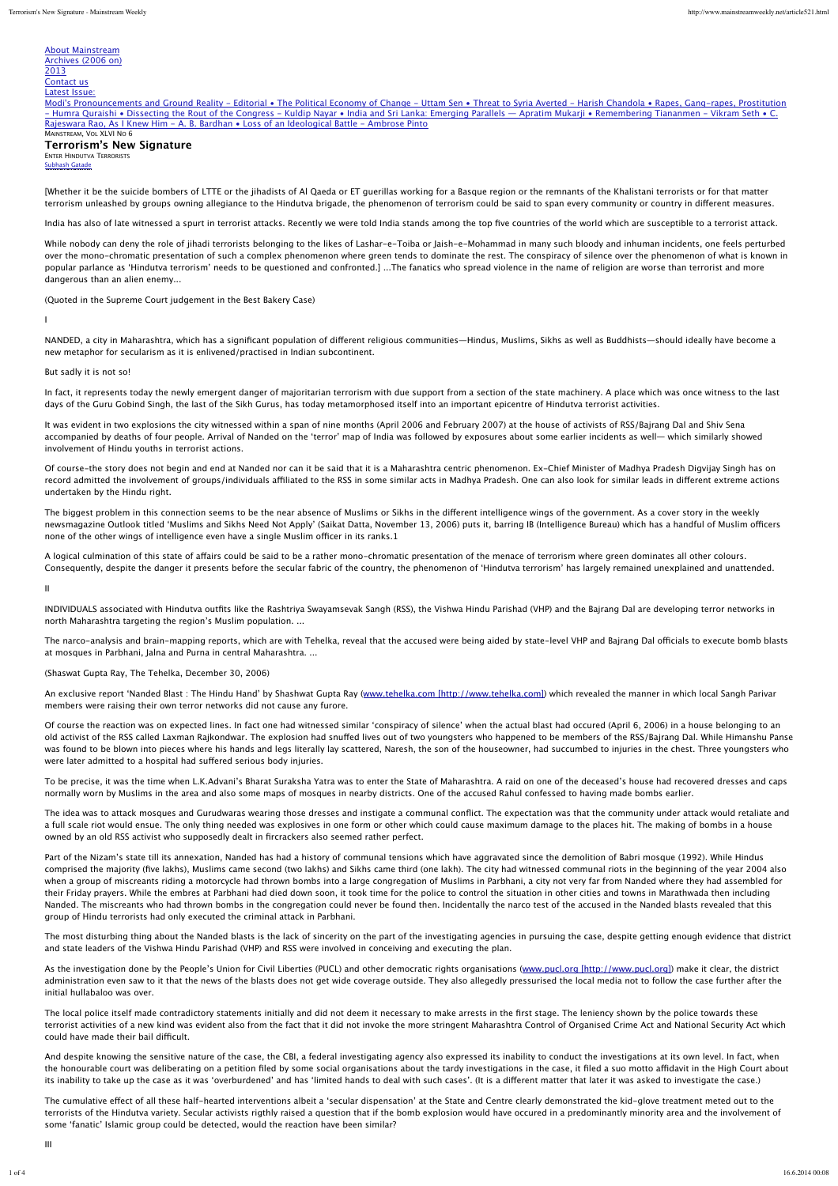About Mainstream
Archives (2006 on)
2013
Contact us
Latest Issue:
Modi's Pronouncements and Ground Reality - Editorial • The Political Economy of Change - Uttam Sen • Threat to Syria Averted - Harish Chandola • Rapes, Gang-rapes, Prostitution - Humra Quraishi • Dissecting the Rout of the Congress - Kuldip Nayar • India and Sri Lanka: Emerging Parallels — Apratim Mukarji • Remembering Tiananmen - Vikram Seth • C. Rajeswara Rao, As I Knew Him - A. B. Bardhan • Loss of an Ideological Battle - Ambrose Pinto

Mainstream, Vol XLVI No 6

# Terrorism's New Signature

Enter Hindutva Terrorists

Subhash Gatade

[Whether it be the suicide bombers of LTTE or the jihadists of Al Qaeda or ET guerillas working for a Basque region or the remnants of the Khalistani terrorists or for that matter terrorism unleashed by groups owning allegiance to the Hindutva brigade, the phenomenon of terrorism could be said to span every community or country in different measures.

India has also of late witnessed a spurt in terrorist attacks. Recently we were told India stands among the top five countries of the world which are susceptible to a terrorist attack.

While nobody can deny the role of jihadi terrorists belonging to the likes of Lashar-e-Toiba or Jaish-e-Mohammad in many such bloody and inhuman incidents, one feels perturbed over the mono-chromatic presentation of such a complex phenomenon where green tends to dominate the rest. The conspiracy of silence over the phenomenon of what is known in popular parlance as 'Hindutva terrorism' needs to be questioned and confronted.] ...The fanatics who spread violence in the name of religion are worse than terrorist and more dangerous than an alien enemy...

(Quoted in the Supreme Court judgement in the Best Bakery Case)

I

NANDED, a city in Maharashtra, which has a significant population of different religious communities—Hindus, Muslims, Sikhs as well as Buddhists—should ideally have become a new metaphor for secularism as it is enlivened/practised in Indian subcontinent.

But sadly it is not so!

In fact, it represents today the newly emergent danger of majoritarian terrorism with due support from a section of the state machinery. A place which was once witness to the last days of the Guru Gobind Singh, the last of the Sikh Gurus, has today metamorphosed itself into an important epicentre of Hindutva terrorist activities.

It was evident in two explosions the city witnessed within a span of nine months (April 2006 and February 2007) at the house of activists of RSS/Bajrang Dal and Shiv Sena accompanied by deaths of four people. Arrival of Nanded on the 'terror' map of India was followed by exposures about some earlier incidents as well— which similarly showed involvement of Hindu youths in terrorist actions.

Of course-the story does not begin and end at Nanded nor can it be said that it is a Maharashtra centric phenomenon. Ex-Chief Minister of Madhya Pradesh Digvijay Singh has on record admitted the involvement of groups/individuals affiliated to the RSS in some similar acts in Madhya Pradesh. One can also look for similar leads in different extreme actions undertaken by the Hindu right.

The biggest problem in this connection seems to be the near absence of Muslims or Sikhs in the different intelligence wings of the government. As a cover story in the weekly newsmagazine Outlook titled 'Muslims and Sikhs Need Not Apply' (Saikat Datta, November 13, 2006) puts it, barring IB (Intelligence Bureau) which has a handful of Muslim officers none of the other wings of intelligence even have a single Muslim officer in its ranks.1

A logical culmination of this state of affairs could be said to be a rather mono-chromatic presentation of the menace of terrorism where green dominates all other colours. Consequently, despite the danger it presents before the secular fabric of the country, the phenomenon of 'Hindutva terrorism' has largely remained unexplained and unattended.

II

INDIVIDUALS associated with Hindutva outfits like the Rashtriya Swayamsevak Sangh (RSS), the Vishwa Hindu Parishad (VHP) and the Bajrang Dal are developing terror networks in north Maharashtra targeting the region's Muslim population. ...

The narco-analysis and brain-mapping reports, which are with Tehelka, reveal that the accused were being aided by state-level VHP and Bajrang Dal officials to execute bomb blasts at mosques in Parbhani, Jalna and Purna in central Maharashtra. ...

(Shaswat Gupta Ray, The Tehelka, December 30, 2006)

An exclusive report 'Nanded Blast : The Hindu Hand' by Shashwat Gupta Ray (www.tehelka.com [http://www.tehelka.com]) which revealed the manner in which local Sangh Parivar members were raising their own terror networks did not cause any furore.

Of course the reaction was on expected lines. In fact one had witnessed similar 'conspiracy of silence' when the actual blast had occured (April 6, 2006) in a house belonging to an old activist of the RSS called Laxman Rajkondwar. The explosion had snuffed lives out of two youngsters who happened to be members of the RSS/Bajrang Dal. While Himanshu Panse was found to be blown into pieces where his hands and legs literally lay scattered, Naresh, the son of the houseowner, had succumbed to injuries in the chest. Three youngsters who were later admitted to a hospital had suffered serious body injuries.

To be precise, it was the time when L.K.Advani's Bharat Suraksha Yatra was to enter the State of Maharashtra. A raid on one of the deceased's house had recovered dresses and caps normally worn by Muslims in the area and also some maps of mosques in nearby districts. One of the accused Rahul confessed to having made bombs earlier.

The idea was to attack mosques and Gurudwaras wearing those dresses and instigate a communal conflict. The expectation was that the community under attack would retaliate and a full scale riot would ensue. The only thing needed was explosives in one form or other which could cause maximum damage to the places hit. The making of bombs in a house owned by an old RSS activist who supposedly dealt in fircrackers also seemed rather perfect.

Part of the Nizam's state till its annexation, Nanded has had a history of communal tensions which have aggravated since the demolition of Babri mosque (1992). While Hindus comprised the majority (five lakhs), Muslims came second (two lakhs) and Sikhs came third (one lakh). The city had witnessed communal riots in the beginning of the year 2004 also when a group of miscreants riding a motorcycle had thrown bombs into a large congregation of Muslims in Parbhani, a city not very far from Nanded where they had assembled for their Friday prayers. While the embres at Parbhani had died down soon, it took time for the police to control the situation in other cities and towns in Marathwada then including Nanded. The miscreants who had thrown bombs in the congregation could never be found then. Incidentally the narco test of the accused in the Nanded blasts revealed that this group of Hindu terrorists had only executed the criminal attack in Parbhani.

The most disturbing thing about the Nanded blasts is the lack of sincerity on the part of the investigating agencies in pursuing the case, despite getting enough evidence that district and state leaders of the Vishwa Hindu Parishad (VHP) and RSS were involved in conceiving and executing the plan.

As the investigation done by the People's Union for Civil Liberties (PUCL) and other democratic rights organisations (www.pucl.org [http://www.pucl.org]) make it clear, the district administration even saw to it that the news of the blasts does not get wide coverage outside. They also allegedly pressurised the local media not to follow the case further after the initial hullabaloo was over.

The local police itself made contradictory statements initially and did not deem it necessary to make arrests in the first stage. The leniency shown by the police towards these terrorist activities of a new kind was evident also from the fact that it did not invoke the more stringent Maharashtra Control of Organised Crime Act and National Security Act which could have made their bail difficult.

And despite knowing the sensitive nature of the case, the CBI, a federal investigating agency also expressed its inability to conduct the investigations at its own level. In fact, when the honourable court was deliberating on a petition filed by some social organisations about the tardy investigations in the case, it filed a suo motto affidavit in the High Court about its inability to take up the case as it was 'overburdened' and has 'limited hands to deal with such cases'. (It is a different matter that later it was asked to investigate the case.)

The cumulative effect of all these half-hearted interventions albeit a 'secular dispensation' at the State and Centre clearly demonstrated the kid-glove treatment meted out to the terrorists of the Hindutva variety. Secular activists rigthly raised a question that if the bomb explosion would have occured in a predominantly minority area and the involvement of some 'fanatic' Islamic group could be detected, would the reaction have been similar?

III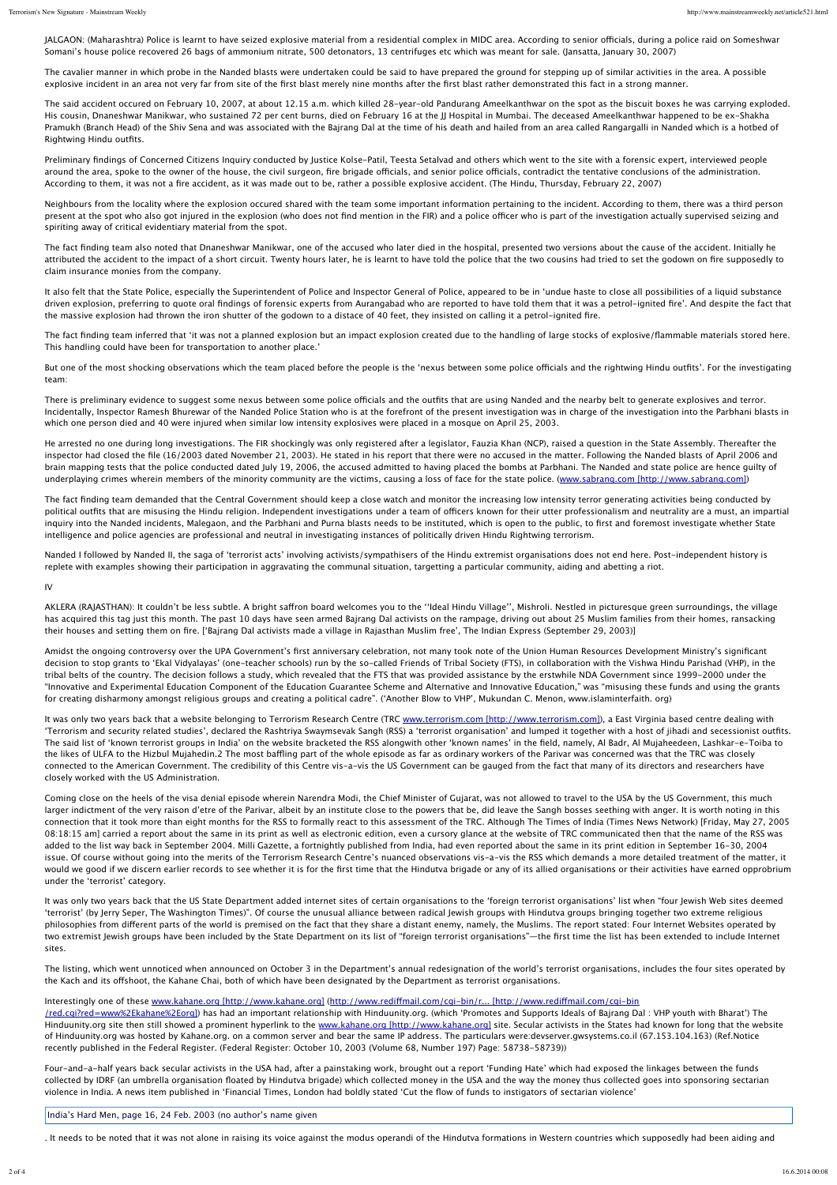JALGAON: (Maharashtra) Police is learnt to have seized explosive material from a residential complex in MIDC area. According to senior officials, during a police raid on Someshwar Somani's house police recovered 26 bags of ammonium nitrate, 500 detonators, 13 centrifuges etc which was meant for sale. (Jansatta, January 30, 2007)

The cavalier manner in which probe in the Nanded blasts were undertaken could be said to have prepared the ground for stepping up of similar activities in the area. A possible explosive incident in an area not very far from site of the first blast merely nine months after the first blast rather demonstrated this fact in a strong manner.

The said accident occured on February 10, 2007, at about 12.15 a.m. which killed 28-year-old Pandurang Ameelkanthwar on the spot as the biscuit boxes he was carrying exploded. His cousin, Dnaneshwar Manikwar, who sustained 72 per cent burns, died on February 16 at the JJ Hospital in Mumbai. The deceased Ameelkanthwar happened to be ex-Shakha Pramukh (Branch Head) of the Shiv Sena and was associated with the Bajrang Dal at the time of his death and hailed from an area called Rangargalli in Nanded which is a hotbed of Rightwing Hindu outfits.

Preliminary findings of Concerned Citizens Inquiry conducted by Justice Kolse-Patil, Teesta Setalvad and others which went to the site with a forensic expert, interviewed people around the area, spoke to the owner of the house, the civil surgeon, fire brigade officials, and senior police officials, contradict the tentative conclusions of the administration. According to them, it was not a fire accident, as it was made out to be, rather a possible explosive accident. (The Hindu, Thursday, February 22, 2007)

Neighbours from the locality where the explosion occured shared with the team some important information pertaining to the incident. According to them, there was a third person present at the spot who also got injured in the explosion (who does not find mention in the FIR) and a police officer who is part of the investigation actually supervised seizing and spiriting away of critical evidentiary material from the spot.

The fact finding team also noted that Dnaneshwar Manikwar, one of the accused who later died in the hospital, presented two versions about the cause of the accident. Initially he attributed the accident to the impact of a short circuit. Twenty hours later, he is learnt to have told the police that the two cousins had tried to set the godown on fire supposedly to claim insurance monies from the company.

It also felt that the State Police, especially the Superintendent of Police and Inspector General of Police, appeared to be in 'undue haste to close all possibilities of a liquid substance driven explosion, preferring to quote oral findings of forensic experts from Aurangabad who are reported to have told them that it was a petrol-ignited fire'. And despite the fact that the massive explosion had thrown the iron shutter of the godown to a distace of 40 feet, they insisted on calling it a petrol-ignited fire.

The fact finding team inferred that 'it was not a planned explosion but an impact explosion created due to the handling of large stocks of explosive/flammable materials stored here. This handling could have been for transportation to another place.'

But one of the most shocking observations which the team placed before the people is the 'nexus between some police officials and the rightwing Hindu outfits'. For the investigating team:

There is preliminary evidence to suggest some nexus between some police officials and the outfits that are using Nanded and the nearby belt to generate explosives and terror. Incidentally, Inspector Ramesh Bhurewar of the Nanded Police Station who is at the forefront of the present investigation was in charge of the investigation into the Parbhani blasts in which one person died and 40 were injured when similar low intensity explosives were placed in a mosque on April 25, 2003.

He arrested no one during long investigations. The FIR shockingly was only registered after a legislator, Fauzia Khan (NCP), raised a question in the State Assembly. Thereafter the inspector had closed the file (16/2003 dated November 21, 2003). He stated in his report that there were no accused in the matter. Following the Nanded blasts of April 2006 and brain mapping tests that the police conducted dated July 19, 2006, the accused admitted to having placed the bombs at Parbhani. The Nanded and state police are hence guilty of underplaying crimes wherein members of the minority community are the victims, causing a loss of face for the state police. ([www.sabrang.com [http://www.sabrang.com]](http://www.sabrang.com))

The fact finding team demanded that the Central Government should keep a close watch and monitor the increasing low intensity terror generating activities being conducted by political outfits that are misusing the Hindu religion. Independent investigations under a team of officers known for their utter professionalism and neutrality are a must, an impartial inquiry into the Nanded incidents, Malegaon, and the Parbhani and Purna blasts needs to be instituted, which is open to the public, to first and foremost investigate whether State intelligence and police agencies are professional and neutral in investigating instances of politically driven Hindu Rightwing terrorism.

Nanded I followed by Nanded II, the saga of 'terrorist acts' involving activists/sympathisers of the Hindu extremist organisations does not end here. Post-independent history is replete with examples showing their participation in aggravating the communal situation, targetting a particular community, aiding and abetting a riot.

IV

AKLERA (RAJASTHAN): It couldn't be less subtle. A bright saffron board welcomes you to the ''Ideal Hindu Village'', Mishroli. Nestled in picturesque green surroundings, the village has acquired this tag just this month. The past 10 days have seen armed Bajrang Dal activists on the rampage, driving out about 25 Muslim families from their homes, ransacking their houses and setting them on fire. ['Bajrang Dal activists made a village in Rajasthan Muslim free', The Indian Express (September 29, 2003)]

Amidst the ongoing controversy over the UPA Government's first anniversary celebration, not many took note of the Union Human Resources Development Ministry's significant decision to stop grants to 'Ekal Vidyalayas' (one-teacher schools) run by the so-called Friends of Tribal Society (FTS), in collaboration with the Vishwa Hindu Parishad (VHP), in the tribal belts of the country. The decision follows a study, which revealed that the FTS that was provided assistance by the erstwhile NDA Government since 1999-2000 under the "Innovative and Experimental Education Component of the Education Guarantee Scheme and Alternative and Innovative Education," was "misusing these funds and using the grants for creating disharmony amongst religious groups and creating a political cadre". ('Another Blow to VHP', Mukundan C. Menon, www.islaminterfaith. org)

It was only two years back that a website belonging to Terrorism Research Centre (TRC [www.terrorism.com [http://www.terrorism.com]](http://www.terrorism.com)), a East Virginia based centre dealing with 'Terrorism and security related studies', declared the Rashtriya Swaymsevak Sangh (RSS) a 'terrorist organisation' and lumped it together with a host of jihadi and secessionist outfits. The said list of 'known terrorist groups in India' on the website bracketed the RSS alongwith other 'known names' in the field, namely, Al Badr, Al Mujaheedeen, Lashkar-e-Toiba to the likes of ULFA to the Hizbul Mujahedin.2 The most baffling part of the whole episode as far as ordinary workers of the Parivar was concerned was that the TRC was closely connected to the American Government. The credibility of this Centre vis-a-vis the US Government can be gauged from the fact that many of its directors and researchers have closely worked with the US Administration.

Coming close on the heels of the visa denial episode wherein Narendra Modi, the Chief Minister of Gujarat, was not allowed to travel to the USA by the US Government, this much larger indictment of the very raison d'etre of the Parivar, albeit by an institute close to the powers that be, did leave the Sangh bosses seething with anger. It is worth noting in this connection that it took more than eight months for the RSS to formally react to this assessment of the TRC. Although The Times of India (Times News Network) [Friday, May 27, 2005 08:18:15 am] carried a report about the same in its print as well as electronic edition, even a cursory glance at the website of TRC communicated then that the name of the RSS was added to the list way back in September 2004. Milli Gazette, a fortnightly published from India, had even reported about the same in its print edition in September 16-30, 2004 issue. Of course without going into the merits of the Terrorism Research Centre's nuanced observations vis-a-vis the RSS which demands a more detailed treatment of the matter, it would we good if we discern earlier records to see whether it is for the first time that the Hindutva brigade or any of its allied organisations or their activities have earned opprobrium under the 'terrorist' category.

It was only two years back that the US State Department added internet sites of certain organisations to the 'foreign terrorist organisations' list when "four Jewish Web sites deemed 'terrorist' (by Jerry Seper, The Washington Times)". Of course the unusual alliance between radical Jewish groups with Hindutva groups bringing together two extreme religious philosophies from different parts of the world is premised on the fact that they share a distant enemy, namely, the Muslims. The report stated: Four Internet Websites operated by two extremist Jewish groups have been included by the State Department on its list of "foreign terrorist organisations"—the first time the list has been extended to include Internet sites.

The listing, which went unnoticed when announced on October 3 in the Department's annual redesignation of the world's terrorist organisations, includes the four sites operated by the Kach and its offshoot, the Kahane Chai, both of which have been designated by the Department as terrorist organisations.

Interestingly one of these [www.kahane.org [http://www.kahane.org]](http://www.kahane.org) ([http://www.rediffmail.com/cgi-bin/r... [http://www.rediffmail.com/cgi-bin/red.cgi?red=www%2Ekahane%2Eorg]](http://www.rediffmail.com/cgi-bin/red.cgi?red=www%2Ekahane%2Eorg)) has had an important relationship with Hinduunity.org. (which 'Promotes and Supports Ideals of Bajrang Dal : VHP youth with Bharat') The Hinduunity.org site then still showed a prominent hyperlink to the [www.kahane.org [http://www.kahane.org]](http://www.kahane.org) site. Secular activists in the States had known for long that the website of Hinduunity.org was hosted by Kahane.org. on a common server and bear the same IP address. The particulars were:devserver.gwsystems.co.il (67.153.104.163) (Ref.Notice recently published in the Federal Register. (Federal Register: October 10, 2003 (Volume 68, Number 197) Page: 58738-58739))

Four-and-a-half years back secular activists in the USA had, after a painstaking work, brought out a report 'Funding Hate' which had exposed the linkages between the funds collected by IDRF (an umbrella organisation floated by Hindutva brigade) which collected money in the USA and the way the money thus collected goes into sponsoring sectarian violence in India. A news item published in 'Financial Times, London had boldly stated 'Cut the flow of funds to instigators of sectarian violence'

India's Hard Men, page 16, 24 Feb. 2003 (no author's name given

. It needs to be noted that it was not alone in raising its voice against the modus operandi of the Hindutva formations in Western countries which supposedly had been aiding and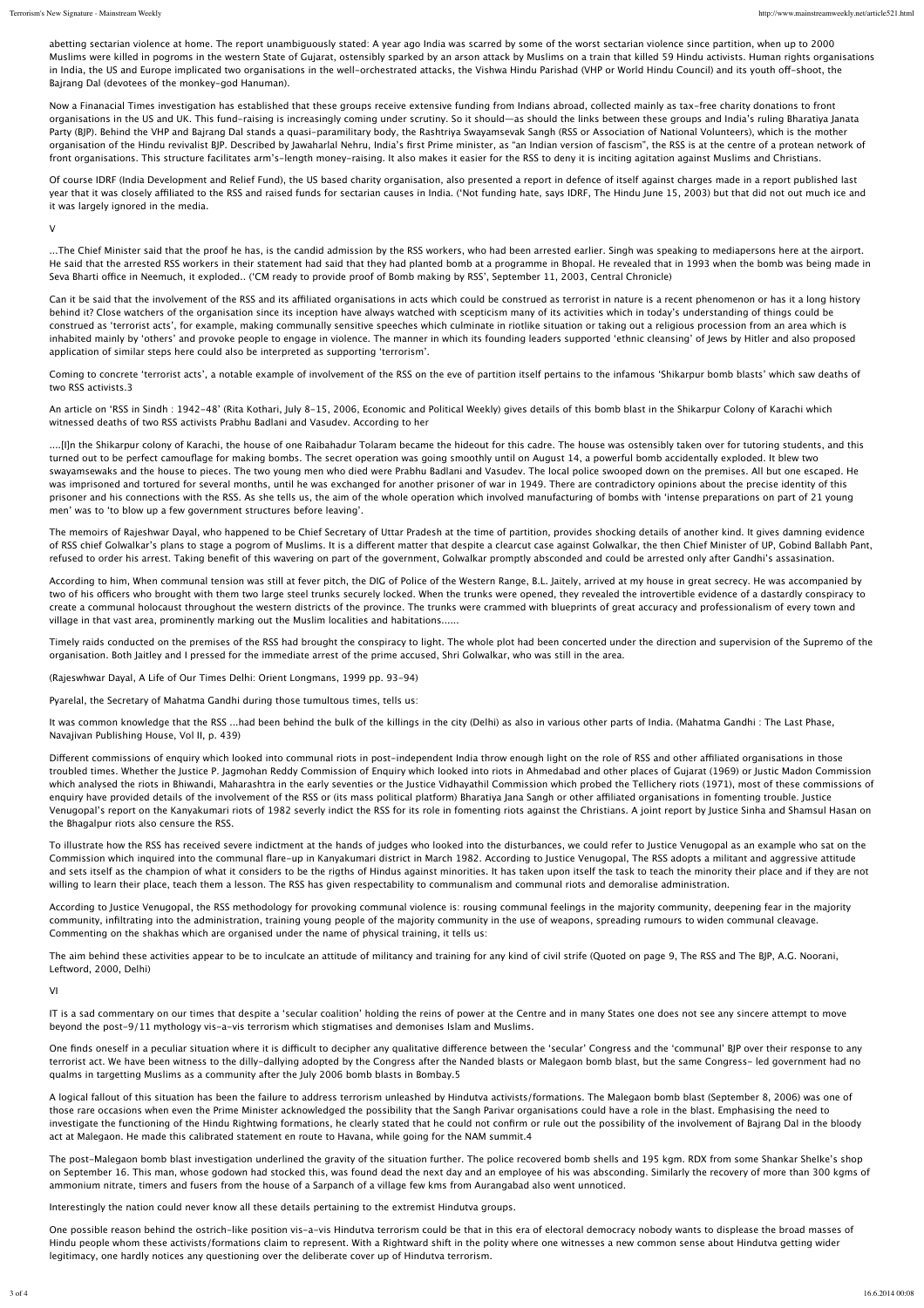abetting sectarian violence at home. The report unambiguously stated: A year ago India was scarred by some of the worst sectarian violence since partition, when up to 2000 Muslims were killed in pogroms in the western State of Gujarat, ostensibly sparked by an arson attack by Muslims on a train that killed 59 Hindu activists. Human rights organisations in India, the US and Europe implicated two organisations in the well-orchestrated attacks, the Vishwa Hindu Parishad (VHP or World Hindu Council) and its youth off-shoot, the Bajrang Dal (devotees of the monkey-god Hanuman).

Now a Finanacial Times investigation has established that these groups receive extensive funding from Indians abroad, collected mainly as tax-free charity donations to front organisations in the US and UK. This fund-raising is increasingly coming under scrutiny. So it should—as should the links between these groups and India's ruling Bharatiya Janata Party (BJP). Behind the VHP and Bajrang Dal stands a quasi-paramilitary body, the Rashtriya Swayamsevak Sangh (RSS or Association of National Volunteers), which is the mother organisation of the Hindu revivalist BJP. Described by Jawaharlal Nehru, India's first Prime minister, as "an Indian version of fascism", the RSS is at the centre of a protean network of front organisations. This structure facilitates arm's-length money-raising. It also makes it easier for the RSS to deny it is inciting agitation against Muslims and Christians.

Of course IDRF (India Development and Relief Fund), the US based charity organisation, also presented a report in defence of itself against charges made in a report published last year that it was closely affiliated to the RSS and raised funds for sectarian causes in India. ('Not funding hate, says IDRF, The Hindu June 15, 2003) but that did not out much ice and it was largely ignored in the media.

V

...The Chief Minister said that the proof he has, is the candid admission by the RSS workers, who had been arrested earlier. Singh was speaking to mediapersons here at the airport. He said that the arrested RSS workers in their statement had said that they had planted bomb at a programme in Bhopal. He revealed that in 1993 when the bomb was being made in Seva Bharti office in Neemuch, it exploded.. ('CM ready to provide proof of Bomb making by RSS', September 11, 2003, Central Chronicle)

Can it be said that the involvement of the RSS and its affiliated organisations in acts which could be construed as terrorist in nature is a recent phenomenon or has it a long history behind it? Close watchers of the organisation since its inception have always watched with scepticism many of its activities which in today's understanding of things could be construed as 'terrorist acts', for example, making communally sensitive speeches which culminate in riotlike situation or taking out a religious procession from an area which is inhabited mainly by 'others' and provoke people to engage in violence. The manner in which its founding leaders supported 'ethnic cleansing' of Jews by Hitler and also proposed application of similar steps here could also be interpreted as supporting 'terrorism'.

Coming to concrete 'terrorist acts', a notable example of involvement of the RSS on the eve of partition itself pertains to the infamous 'Shikarpur bomb blasts' which saw deaths of two RSS activists.3

An article on 'RSS in Sindh : 1942-48' (Rita Kothari, July 8-15, 2006, Economic and Political Weekly) gives details of this bomb blast in the Shikarpur Colony of Karachi which witnessed deaths of two RSS activists Prabhu Badlani and Vasudev. According to her

....[I]n the Shikarpur colony of Karachi, the house of one Raibahadur Tolaram became the hideout for this cadre. The house was ostensibly taken over for tutoring students, and this turned out to be perfect camouflage for making bombs. The secret operation was going smoothly until on August 14, a powerful bomb accidentally exploded. It blew two swayamsewaks and the house to pieces. The two young men who died were Prabhu Badlani and Vasudev. The local police swooped down on the premises. All but one escaped. He was imprisoned and tortured for several months, until he was exchanged for another prisoner of war in 1949. There are contradictory opinions about the precise identity of this prisoner and his connections with the RSS. As she tells us, the aim of the whole operation which involved manufacturing of bombs with 'intense preparations on part of 21 young men' was to 'to blow up a few government structures before leaving'.

The memoirs of Rajeshwar Dayal, who happened to be Chief Secretary of Uttar Pradesh at the time of partition, provides shocking details of another kind. It gives damning evidence of RSS chief Golwalkar's plans to stage a pogrom of Muslims. It is a different matter that despite a clearcut case against Golwalkar, the then Chief Minister of UP, Gobind Ballabh Pant, refused to order his arrest. Taking benefit of this wavering on part of the government, Golwalkar promptly absconded and could be arrested only after Gandhi's assasination.

According to him, When communal tension was still at fever pitch, the DIG of Police of the Western Range, B.L. Jaitely, arrived at my house in great secrecy. He was accompanied by two of his officers who brought with them two large steel trunks securely locked. When the trunks were opened, they revealed the introvertible evidence of a dastardly conspiracy to create a communal holocaust throughout the western districts of the province. The trunks were crammed with blueprints of great accuracy and professionalism of every town and village in that vast area, prominently marking out the Muslim localities and habitations......

Timely raids conducted on the premises of the RSS had brought the conspiracy to light. The whole plot had been concerted under the direction and supervision of the Supremo of the organisation. Both Jaitley and I pressed for the immediate arrest of the prime accused, Shri Golwalkar, who was still in the area.

(Rajeswhwar Dayal, A Life of Our Times Delhi: Orient Longmans, 1999 pp. 93-94)

Pyarelal, the Secretary of Mahatma Gandhi during those tumultous times, tells us:

It was common knowledge that the RSS ...had been behind the bulk of the killings in the city (Delhi) as also in various other parts of India. (Mahatma Gandhi : The Last Phase, Navajivan Publishing House, Vol II, p. 439)

Different commissions of enquiry which looked into communal riots in post-independent India throw enough light on the role of RSS and other affiliated organisations in those troubled times. Whether the Justice P. Jagmohan Reddy Commission of Enquiry which looked into riots in Ahmedabad and other places of Gujarat (1969) or Justic Madon Commission which analysed the riots in Bhiwandi, Maharashtra in the early seventies or the Justice Vidhayathil Commission which probed the Tellichery riots (1971), most of these commissions of enquiry have provided details of the involvement of the RSS or (its mass political platform) Bharatiya Jana Sangh or other affiliated organisations in fomenting trouble. Justice Venugopal's report on the Kanyakumari riots of 1982 severly indict the RSS for its role in fomenting riots against the Christians. A joint report by Justice Sinha and Shamsul Hasan on the Bhagalpur riots also censure the RSS.

To illustrate how the RSS has received severe indictment at the hands of judges who looked into the disturbances, we could refer to Justice Venugopal as an example who sat on the Commission which inquired into the communal flare-up in Kanyakumari district in March 1982. According to Justice Venugopal, The RSS adopts a militant and aggressive attitude and sets itself as the champion of what it considers to be the rigths of Hindus against minorities. It has taken upon itself the task to teach the minority their place and if they are not willing to learn their place, teach them a lesson. The RSS has given respectability to communalism and communal riots and demoralise administration.

According to Justice Venugopal, the RSS methodology for provoking communal violence is: rousing communal feelings in the majority community, deepening fear in the majority community, infiltrating into the administration, training young people of the majority community in the use of weapons, spreading rumours to widen communal cleavage. Commenting on the shakhas which are organised under the name of physical training, it tells us:

The aim behind these activities appear to be to inculcate an attitude of militancy and training for any kind of civil strife (Quoted on page 9, The RSS and The BJP, A.G. Noorani, Leftword, 2000, Delhi)

VI

IT is a sad commentary on our times that despite a 'secular coalition' holding the reins of power at the Centre and in many States one does not see any sincere attempt to move beyond the post-9/11 mythology vis-a-vis terrorism which stigmatises and demonises Islam and Muslims.

One finds oneself in a peculiar situation where it is difficult to decipher any qualitative difference between the 'secular' Congress and the 'communal' BJP over their response to any terrorist act. We have been witness to the dilly-dallying adopted by the Congress after the Nanded blasts or Malegaon bomb blast, but the same Congress- led government had no qualms in targetting Muslims as a community after the July 2006 bomb blasts in Bombay.5

A logical fallout of this situation has been the failure to address terrorism unleashed by Hindutva activists/formations. The Malegaon bomb blast (September 8, 2006) was one of those rare occasions when even the Prime Minister acknowledged the possibility that the Sangh Parivar organisations could have a role in the blast. Emphasising the need to investigate the functioning of the Hindu Rightwing formations, he clearly stated that he could not confirm or rule out the possibility of the involvement of Bajrang Dal in the bloody act at Malegaon. He made this calibrated statement en route to Havana, while going for the NAM summit.4

The post-Malegaon bomb blast investigation underlined the gravity of the situation further. The police recovered bomb shells and 195 kgm. RDX from some Shankar Shelke's shop on September 16. This man, whose godown had stocked this, was found dead the next day and an employee of his was absconding. Similarly the recovery of more than 300 kgms of ammonium nitrate, timers and fusers from the house of a Sarpanch of a village few kms from Aurangabad also went unnoticed.

Interestingly the nation could never know all these details pertaining to the extremist Hindutva groups.

One possible reason behind the ostrich-like position vis-a-vis Hindutva terrorism could be that in this era of electoral democracy nobody wants to displease the broad masses of Hindu people whom these activists/formations claim to represent. With a Rightward shift in the polity where one witnesses a new common sense about Hindutva getting wider legitimacy, one hardly notices any questioning over the deliberate cover up of Hindutva terrorism.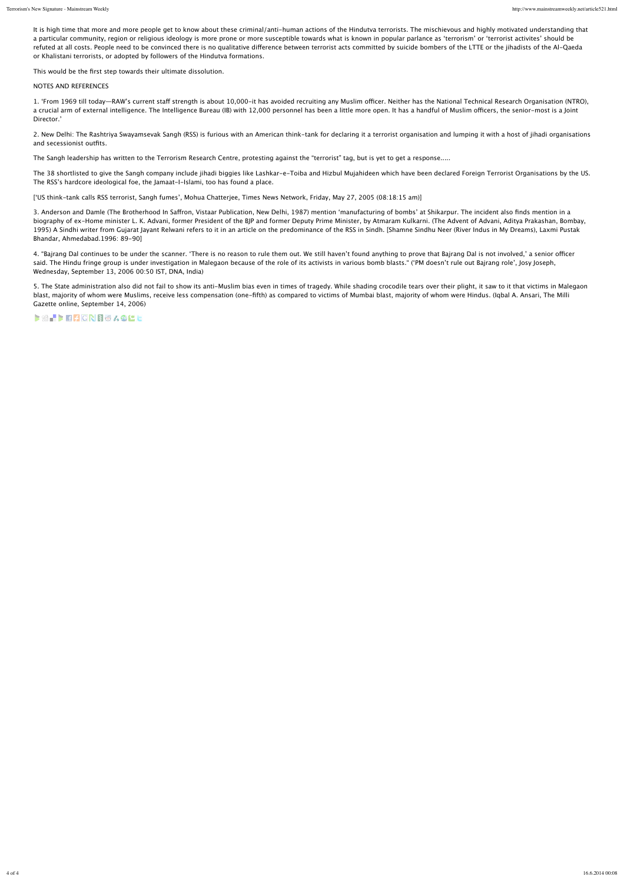It is high time that more and more people get to know about these criminal/anti-human actions of the Hindutva terrorists. The mischievous and highly motivated understanding that a particular community, region or religious ideology is more prone or more susceptible towards what is known in popular parlance as 'terrorism' or 'terrorist activites' should be refuted at all costs. People need to be convinced there is no qualitative difference between terrorist acts committed by suicide bombers of the LTTE or the jihadists of the Al-Qaeda or Khalistani terrorists, or adopted by followers of the Hindutva formations.

This would be the first step towards their ultimate dissolution.

NOTES AND REFERENCES

1. 'From 1969 till today—RAW's current staff strength is about 10,000-it has avoided recruiting any Muslim officer. Neither has the National Technical Research Organisation (NTRO), a crucial arm of external intelligence. The Intelligence Bureau (IB) with 12,000 personnel has been a little more open. It has a handful of Muslim officers, the senior-most is a Joint Director.'

2. New Delhi: The Rashtriya Swayamsevak Sangh (RSS) is furious with an American think-tank for declaring it a terrorist organisation and lumping it with a host of jihadi organisations and secessionist outfits.

The Sangh leadership has written to the Terrorism Research Centre, protesting against the "terrorist" tag, but is yet to get a response.....

The 38 shortlisted to give the Sangh company include jihadi biggies like Lashkar-e-Toiba and Hizbul Mujahideen which have been declared Foreign Terrorist Organisations by the US. The RSS's hardcore ideological foe, the Jamaat-I-Islami, too has found a place.

['US think-tank calls RSS terrorist, Sangh fumes', Mohua Chatterjee, Times News Network, Friday, May 27, 2005 (08:18:15 am)]

3. Anderson and Damle (The Brotherhood In Saffron, Vistaar Publication, New Delhi, 1987) mention 'manufacturing of bombs' at Shikarpur. The incident also finds mention in a biography of ex-Home minister L. K. Advani, former President of the BJP and former Deputy Prime Minister, by Atmaram Kulkarni. (The Advent of Advani, Aditya Prakashan, Bombay, 1995) A Sindhi writer from Gujarat Jayant Relwani refers to it in an article on the predominance of the RSS in Sindh. [Shamne Sindhu Neer (River Indus in My Dreams), Laxmi Pustak Bhandar, Ahmedabad.1996: 89-90]

4. "Bajrang Dal continues to be under the scanner. 'There is no reason to rule them out. We still haven't found anything to prove that Bajrang Dal is not involved,' a senior officer said. The Hindu fringe group is under investigation in Malegaon because of the role of its activists in various bomb blasts." ('PM doesn't rule out Bajrang role', Josy Joseph, Wednesday, September 13, 2006 00:50 IST, DNA, India)

5. The State administration also did not fail to show its anti-Muslim bias even in times of tragedy. While shading crocodile tears over their plight, it saw to it that victims in Malegaon blast, majority of whom were Muslims, receive less compensation (one-fifth) as compared to victims of Mumbai blast, majority of whom were Hindus. (Iqbal A. Ansari, The Milli Gazette online, September 14, 2006)